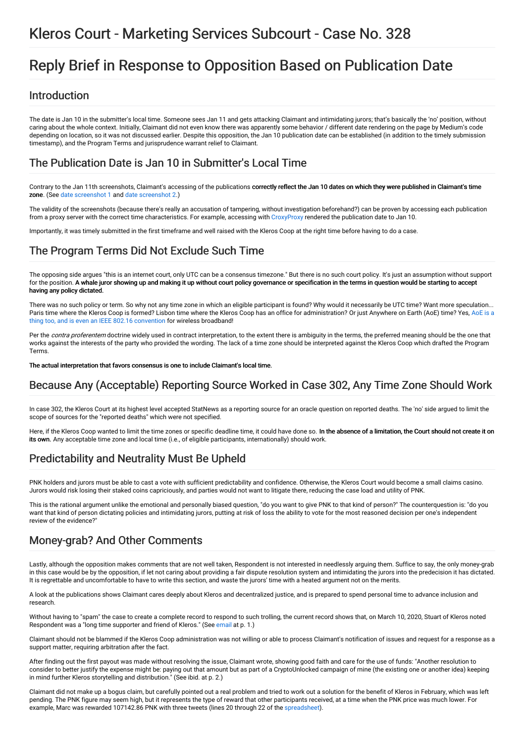# Kleros Court - Marketing Services Subcourt - Case No. 328

# Reply Brief in Response to Opposition Based on Publication Date

## Introduction

The date is Jan 10 in the submitter's local time. Someone sees Jan 11 and gets attacking Claimant and intimidating jurors; that's basically the 'no' position, without caring about the whole context. Initially, Claimant did not even know there was apparently some behavior / different date rendering on the page by Medium's code depending on location, so it was not discussed earlier. Despite this opposition, the Jan 10 publication date can be established (in addition to the timely submission timestamp), and the Program Terms and jurisprudence warrant relief to Claimant.

## The Publication Date is Jan 10 in Submitter's Local Time

Contrary to the Jan 11th screenshots, Claimant's accessing of the publications **correctly reflect the Jan 10 dates on which they were published in Claimant's time zone**. (See date screenshot 1 and date screenshot 2.)

The validity of the screenshots (because there's really an accusation of tampering, without investigation beforehand?) can be proven by accessing each publication from a proxy server with the correct time characteristics. For example, accessing with CroxyProxy rendered the publication date to Jan 10.

Importantly, it was timely submitted in the first timeframe and well raised with the Kleros Coop at the right time before having to do a case.

## The Program Terms Did Not Exclude Such Time

The opposing side argues "this is an internet court, only UTC can be a consensus timezone." But there is no such court policy. It's just an assumption without support for the position. **A whale juror showing up and making it up without court policy governance or specification in the terms in question would be starting to accept having any policy dictated.**

There was no such policy or term. So why not any time zone in which an eligible participant is found? Why would it necessarily be UTC time? Want more speculation... Paris time where the Kleros Coop is formed? Lisbon time where the Kleros Coop has an office for administration? Or just Anywhere on Earth (AoE) time? Yes, AoE is a thing too, and is even an IEEE 802.16 convention for wireless broadband!

Per the *contra proferentem* doctrine widely used in contract interpretation, to the extent there is ambiguity in the terms, the preferred meaning should be the one that works against the interests of the party who provided the wording. The lack of a time zone should be interpreted against the Kleros Coop which drafted the Program Terms.

**The actual interpretation that favors consensus is one to include Claimant's local time.**

## Because Any (Acceptable) Reporting Source Worked in Case 302, Any Time Zone Should Work

In case 302, the Kleros Court at its highest level accepted StatNews as a reporting source for an oracle question on reported deaths. The 'no' side argued to limit the scope of sources for the "reported deaths" which were not specified.

Here, if the Kleros Coop wanted to limit the time zones or specific deadline time, it could have done so. **In the absence of a limitation, the Court should not create it on its own.** Any acceptable time zone and local time (i.e., of eligible participants, internationally) should work.

## Predictability and Neutrality Must Be Upheld

PNK holders and jurors must be able to cast a vote with sufficient predictability and confidence. Otherwise, the Kleros Court would become a small claims casino. Jurors would risk losing their staked coins capriciously, and parties would not want to litigate there, reducing the case load and utility of PNK.

This is the rational argument unlike the emotional and personally biased question, "do you want to give PNK to that kind of person?" The counterquestion is: "do you want that kind of person dictating policies and intimidating jurors, putting at risk of loss the ability to vote for the most reasoned decision per one's independent review of the evidence?"

## Money-grab? And Other Comments

Lastly, although the opposition makes comments that are not well taken, Respondent is not interested in needlessly arguing them. Suffice to say, the only money-grab in this case would be by the opposition, if let not caring about providing a fair dispute resolution system and intimidating the jurors into the predecision it has dictated. It is regrettable and uncomfortable to have to write this section, and waste the jurors' time with a heated argument not on the merits.

A look at the publications shows Claimant cares deeply about Kleros and decentralized justice, and is prepared to spend personal time to advance inclusion and research.

Without having to "spam" the case to create a complete record to respond to such trolling, the current record shows that, on March 10, 2020, Stuart of Kleros noted Respondent was a "long time supporter and friend of Kleros." (See email at p. 1.)

Claimant should not be blammed if the Kleros Coop administration was not willing or able to process Claimant's notification of issues and request for a response as a support matter, requiring arbitration after the fact.

After finding out the first payout was made without resolving the issue, Claimant wrote, showing good faith and care for the use of funds: "Another resolution to consider to better justify the expense might be: paying out that amount but as part of a CryptoUnlocked campaign of mine (the existing one or another idea) keeping in mind further Kleros storytelling and distribution." (See ibid. at p. 2.)

Claimant did not make up a bogus claim, but carefully pointed out a real problem and tried to work out a solution for the benefit of Kleros in February, which was left pending. The PNK figure may seem high, but it represents the type of reward that other participants received, at a time when the PNK price was much lower. For example, Marc was rewarded 107142.86 PNK with three tweets (lines 20 through 22 of the spreadsheet).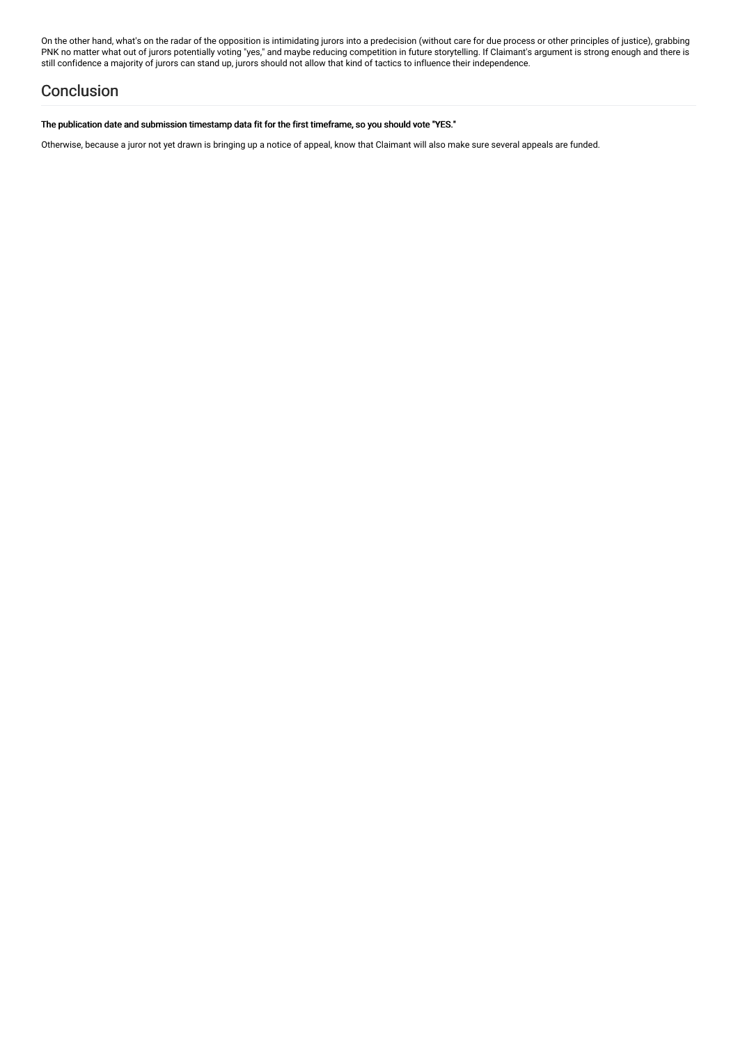On the other hand, what's on the radar of the opposition is intimidating jurors into a predecision (without care for due process or other principles of justice), grabbing PNK no matter what out of jurors potentially voting "yes," and maybe reducing competition in future storytelling. If Claimant's argument is strong enough and there is still confidence a majority of jurors can stand up, jurors should not allow that kind of tactics to influence their independence.

## Conclusion

**The publication date and submission timestamp data fit for the first timeframe, so you should vote "YES."**

Otherwise, because a juror not yet drawn is bringing up a notice of appeal, know that Claimant will also make sure several appeals are funded.